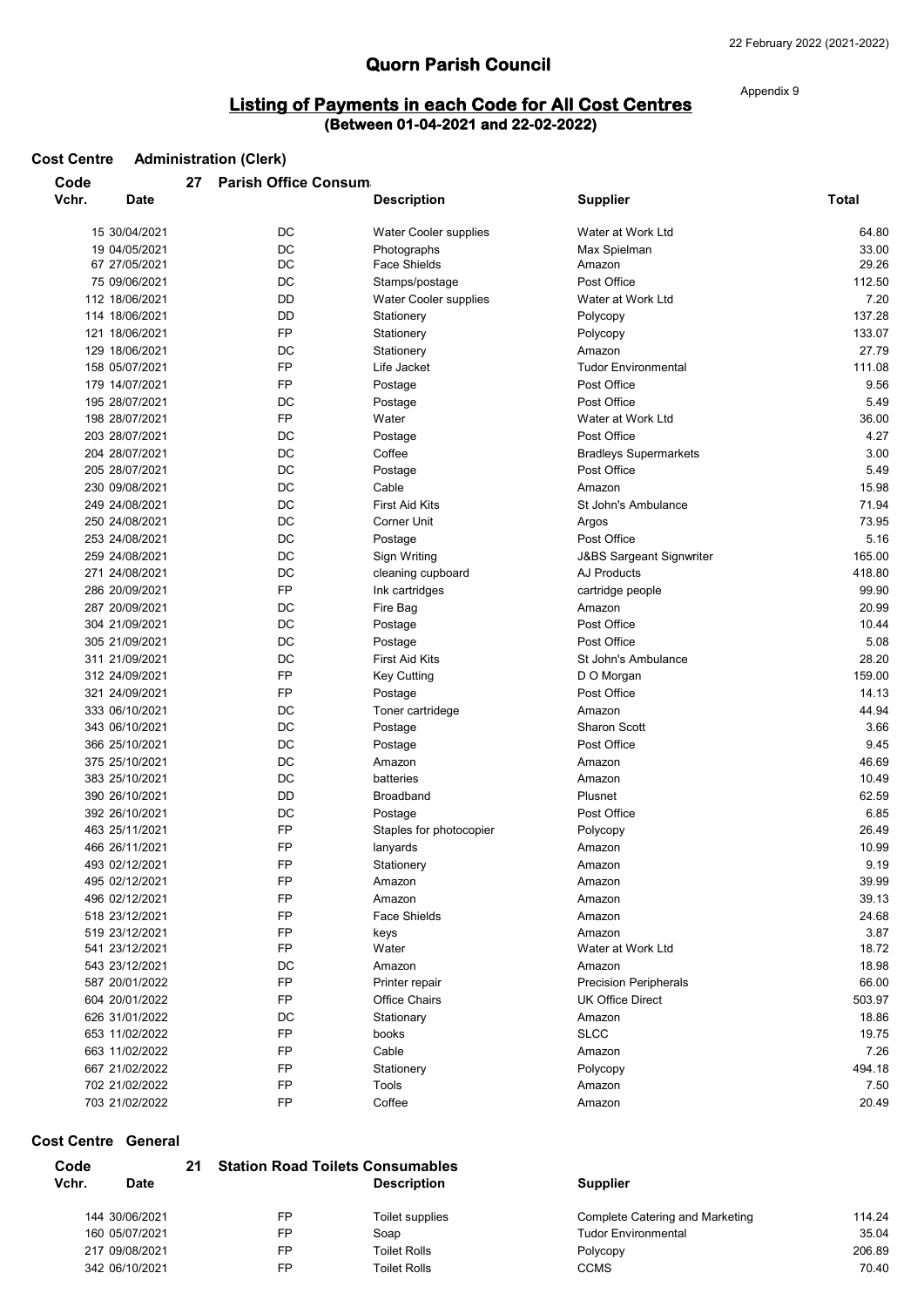22 February 2022 (2021-2022)

# Quorn Parish Council

Appendix 9

## Listing of Payments in each Code for All Cost Centres

**(Between 01-04-2021 and 22-02-2022)**

**Cost Centre** Administration (Clerk)

**Code** 27 Parish Office Consum

| Vchr. | Date | | Description | Supplier | Total |
|---|---|---|---|---|---|
| 15 | 30/04/2021 | DC | Water Cooler supplies | Water at Work Ltd | 64.80 |
| 19 | 04/05/2021 | DC | Photographs | Max Spielman | 33.00 |
| 67 | 27/05/2021 | DC | Face Shields | Amazon | 29.26 |
| 75 | 09/06/2021 | DC | Stamps/postage | Post Office | 112.50 |
| 112 | 18/06/2021 | DD | Water Cooler supplies | Water at Work Ltd | 7.20 |
| 114 | 18/06/2021 | DD | Stationery | Polycopy | 137.28 |
| 121 | 18/06/2021 | FP | Stationery | Polycopy | 133.07 |
| 129 | 18/06/2021 | DC | Stationery | Amazon | 27.79 |
| 158 | 05/07/2021 | FP | Life Jacket | Tudor Environmental | 111.08 |
| 179 | 14/07/2021 | FP | Postage | Post Office | 9.56 |
| 195 | 28/07/2021 | DC | Postage | Post Office | 5.49 |
| 198 | 28/07/2021 | FP | Water | Water at Work Ltd | 36.00 |
| 203 | 28/07/2021 | DC | Postage | Post Office | 4.27 |
| 204 | 28/07/2021 | DC | Coffee | Bradleys Supermarkets | 3.00 |
| 205 | 28/07/2021 | DC | Postage | Post Office | 5.49 |
| 230 | 09/08/2021 | DC | Cable | Amazon | 15.98 |
| 249 | 24/08/2021 | DC | First Aid Kits | St John's Ambulance | 71.94 |
| 250 | 24/08/2021 | DC | Corner Unit | Argos | 73.95 |
| 253 | 24/08/2021 | DC | Postage | Post Office | 5.16 |
| 259 | 24/08/2021 | DC | Sign Writing | J&BS Sargeant Signwriter | 165.00 |
| 271 | 24/08/2021 | DC | cleaning cupboard | AJ Products | 418.80 |
| 286 | 20/09/2021 | FP | Ink cartridges | cartridge people | 99.90 |
| 287 | 20/09/2021 | DC | Fire Bag | Amazon | 20.99 |
| 304 | 21/09/2021 | DC | Postage | Post Office | 10.44 |
| 305 | 21/09/2021 | DC | Postage | Post Office | 5.08 |
| 311 | 21/09/2021 | DC | First Aid Kits | St John's Ambulance | 28.20 |
| 312 | 24/09/2021 | FP | Key Cutting | D O Morgan | 159.00 |
| 321 | 24/09/2021 | FP | Postage | Post Office | 14.13 |
| 333 | 06/10/2021 | DC | Toner cartridege | Amazon | 44.94 |
| 343 | 06/10/2021 | DC | Postage | Sharon Scott | 3.66 |
| 366 | 25/10/2021 | DC | Postage | Post Office | 9.45 |
| 375 | 25/10/2021 | DC | Amazon | Amazon | 46.69 |
| 383 | 25/10/2021 | DC | batteries | Amazon | 10.49 |
| 390 | 26/10/2021 | DD | Broadband | Plusnet | 62.59 |
| 392 | 26/10/2021 | DC | Postage | Post Office | 6.85 |
| 463 | 25/11/2021 | FP | Staples for photocopier | Polycopy | 26.49 |
| 466 | 26/11/2021 | FP | lanyards | Amazon | 10.99 |
| 493 | 02/12/2021 | FP | Stationery | Amazon | 9.19 |
| 495 | 02/12/2021 | FP | Amazon | Amazon | 39.99 |
| 496 | 02/12/2021 | FP | Amazon | Amazon | 39.13 |
| 518 | 23/12/2021 | FP | Face Shields | Amazon | 24.68 |
| 519 | 23/12/2021 | FP | keys | Amazon | 3.87 |
| 541 | 23/12/2021 | FP | Water | Water at Work Ltd | 18.72 |
| 543 | 23/12/2021 | DC | Amazon | Amazon | 18.98 |
| 587 | 20/01/2022 | FP | Printer repair | Precision Peripherals | 66.00 |
| 604 | 20/01/2022 | FP | Office Chairs | UK Office Direct | 503.97 |
| 626 | 31/01/2022 | DC | Stationary | Amazon | 18.86 |
| 653 | 11/02/2022 | FP | books | SLCC | 19.75 |
| 663 | 11/02/2022 | FP | Cable | Amazon | 7.26 |
| 667 | 21/02/2022 | FP | Stationery | Polycopy | 494.18 |
| 702 | 21/02/2022 | FP | Tools | Amazon | 7.50 |
| 703 | 21/02/2022 | FP | Coffee | Amazon | 20.49 |

**Cost Centre** General

**Code** 21 Station Road Toilets Consumables

| Vchr. | Date | | Description | Supplier | |
|---|---|---|---|---|---|
| 144 | 30/06/2021 | FP | Toilet supplies | Complete Catering and Marketing | 114.24 |
| 160 | 05/07/2021 | FP | Soap | Tudor Environmental | 35.04 |
| 217 | 09/08/2021 | FP | Toilet Rolls | Polycopy | 206.89 |
| 342 | 06/10/2021 | FP | Toilet Rolls | CCMS | 70.40 |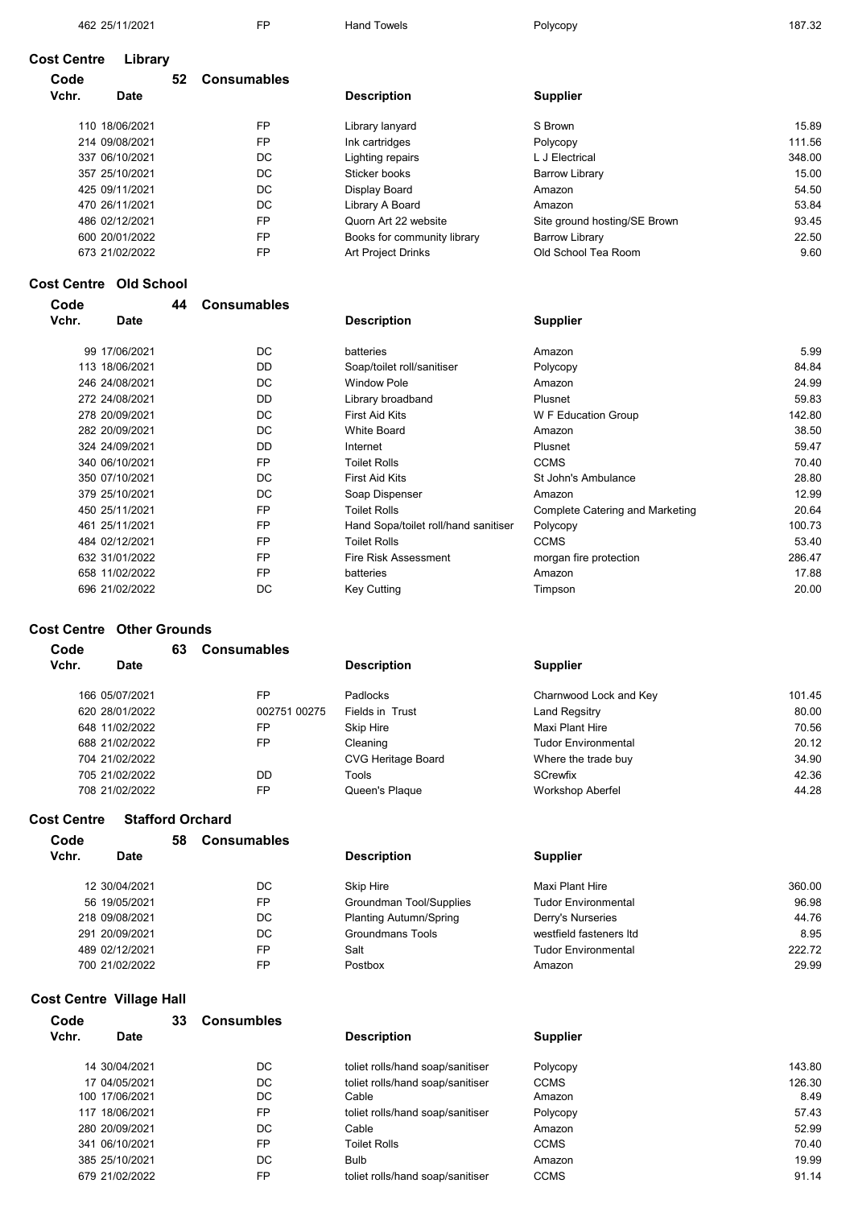| Vchr. | Date | | Description | Supplier | |
|---|---|---|---|---|---|
| 462 | 25/11/2021 | FP | Hand Towels | Polycopy | 187.32 |

**Cost Centre** **Library**

**Code** **52** **Consumables**

| Vchr. | Date | | Description | Supplier | |
|---|---|---|---|---|---|
| 110 | 18/06/2021 | FP | Library lanyard | S Brown | 15.89 |
| 214 | 09/08/2021 | FP | Ink cartridges | Polycopy | 111.56 |
| 337 | 06/10/2021 | DC | Lighting repairs | L J Electrical | 348.00 |
| 357 | 25/10/2021 | DC | Sticker books | Barrow Library | 15.00 |
| 425 | 09/11/2021 | DC | Display Board | Amazon | 54.50 |
| 470 | 26/11/2021 | DC | Library A Board | Amazon | 53.84 |
| 486 | 02/12/2021 | FP | Quorn Art 22 website | Site ground hosting/SE Brown | 93.45 |
| 600 | 20/01/2022 | FP | Books for community library | Barrow Library | 22.50 |
| 673 | 21/02/2022 | FP | Art Project Drinks | Old School Tea Room | 9.60 |

**Cost Centre** **Old School**

**Code** **44** **Consumables**

| Vchr. | Date | | Description | Supplier | |
|---|---|---|---|---|---|
| 99 | 17/06/2021 | DC | batteries | Amazon | 5.99 |
| 113 | 18/06/2021 | DD | Soap/toilet roll/sanitiser | Polycopy | 84.84 |
| 246 | 24/08/2021 | DC | Window Pole | Amazon | 24.99 |
| 272 | 24/08/2021 | DD | Library broadband | Plusnet | 59.83 |
| 278 | 20/09/2021 | DC | First Aid Kits | W F Education Group | 142.80 |
| 282 | 20/09/2021 | DC | White Board | Amazon | 38.50 |
| 324 | 24/09/2021 | DD | Internet | Plusnet | 59.47 |
| 340 | 06/10/2021 | FP | Toilet Rolls | CCMS | 70.40 |
| 350 | 07/10/2021 | DC | First Aid Kits | St John's Ambulance | 28.80 |
| 379 | 25/10/2021 | DC | Soap Dispenser | Amazon | 12.99 |
| 450 | 25/11/2021 | FP | Toilet Rolls | Complete Catering and Marketing | 20.64 |
| 461 | 25/11/2021 | FP | Hand Sopa/toilet roll/hand sanitiser | Polycopy | 100.73 |
| 484 | 02/12/2021 | FP | Toilet Rolls | CCMS | 53.40 |
| 632 | 31/01/2022 | FP | Fire Risk Assessment | morgan fire protection | 286.47 |
| 658 | 11/02/2022 | FP | batteries | Amazon | 17.88 |
| 696 | 21/02/2022 | DC | Key Cutting | Timpson | 20.00 |

**Cost Centre** **Other Grounds**

**Code** **63** **Consumables**

| Vchr. | Date | | Description | Supplier | |
|---|---|---|---|---|---|
| 166 | 05/07/2021 | FP | Padlocks | Charnwood Lock and Key | 101.45 |
| 620 | 28/01/2022 | 002751 00275 | Fields in Trust | Land Regsitry | 80.00 |
| 648 | 11/02/2022 | FP | Skip Hire | Maxi Plant Hire | 70.56 |
| 688 | 21/02/2022 | FP | Cleaning | Tudor Environmental | 20.12 |
| 704 | 21/02/2022 | | CVG Heritage Board | Where the trade buy | 34.90 |
| 705 | 21/02/2022 | DD | Tools | SCrewfix | 42.36 |
| 708 | 21/02/2022 | FP | Queen's Plaque | Workshop Aberfel | 44.28 |

**Cost Centre** **Stafford Orchard**

**Code** **58** **Consumables**

| Vchr. | Date | | Description | Supplier | |
|---|---|---|---|---|---|
| 12 | 30/04/2021 | DC | Skip Hire | Maxi Plant Hire | 360.00 |
| 56 | 19/05/2021 | FP | Groundman Tool/Supplies | Tudor Environmental | 96.98 |
| 218 | 09/08/2021 | DC | Planting Autumn/Spring | Derry's Nurseries | 44.76 |
| 291 | 20/09/2021 | DC | Groundmans Tools | westfield fasteners ltd | 8.95 |
| 489 | 02/12/2021 | FP | Salt | Tudor Environmental | 222.72 |
| 700 | 21/02/2022 | FP | Postbox | Amazon | 29.99 |

**Cost Centre** **Village Hall**

**Code** **33** **Consumbles**

| Vchr. | Date | | Description | Supplier | |
|---|---|---|---|---|---|
| 14 | 30/04/2021 | DC | toliet rolls/hand soap/sanitiser | Polycopy | 143.80 |
| 17 | 04/05/2021 | DC | toliet rolls/hand soap/sanitiser | CCMS | 126.30 |
| 100 | 17/06/2021 | DC | Cable | Amazon | 8.49 |
| 117 | 18/06/2021 | FP | toliet rolls/hand soap/sanitiser | Polycopy | 57.43 |
| 280 | 20/09/2021 | DC | Cable | Amazon | 52.99 |
| 341 | 06/10/2021 | FP | Toilet Rolls | CCMS | 70.40 |
| 385 | 25/10/2021 | DC | Bulb | Amazon | 19.99 |
| 679 | 21/02/2022 | FP | toliet rolls/hand soap/sanitiser | CCMS | 91.14 |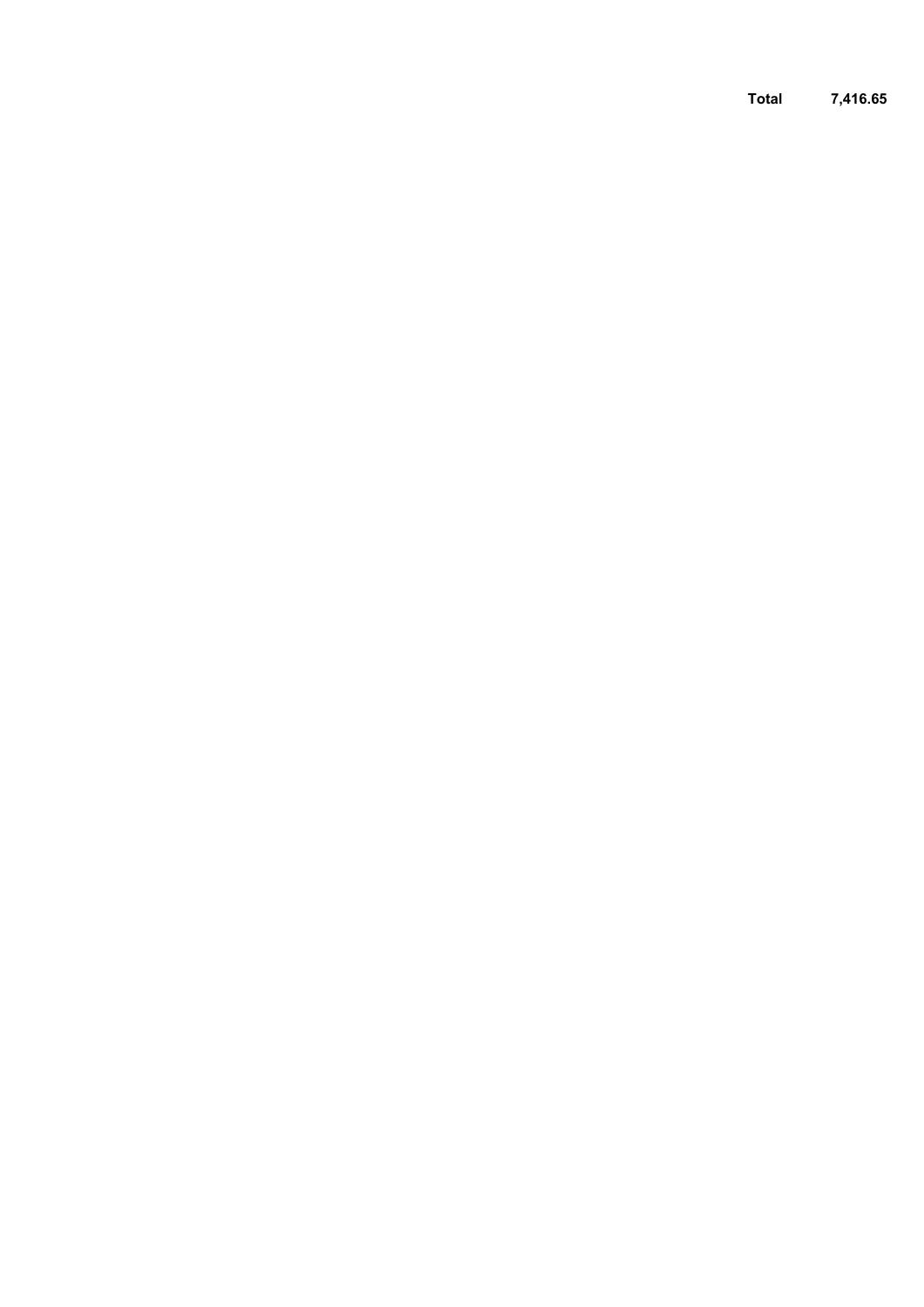**Total** **7,416.65**